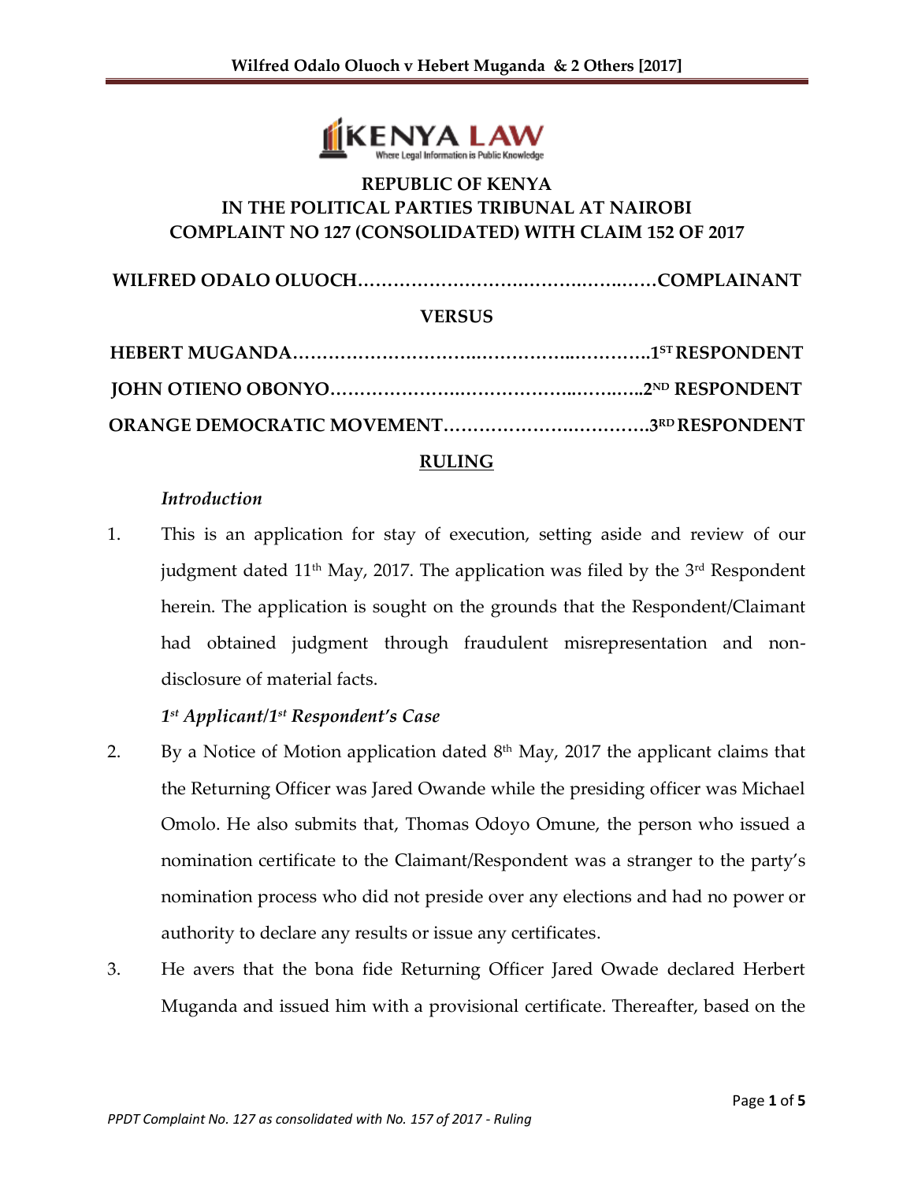REPUBLIC OF KENYA

IN THE POLITICAL PARTIES TRIBUNAL AT NAIROBI

COMPLAINT NO 127 (CONSOLIDATED) WITH CLAIM 152 OF 2017

**WILFRED ODALO OLUOCH……………………………………………COMPLAINANT**

**VERSUS**

**HEBERT MUGANDA……………………………………………………1ST RESPONDENT**

**JOHN OTIENO OBONYO………………………………………………2ND RESPONDENT**

**ORANGE DEMOCRATIC MOVEMENT……………………………3RD RESPONDENT**

## RULING

*Introduction*

1. This is an application for stay of execution, setting aside and review of our judgment dated 11th May, 2017. The application was filed by the 3rd Respondent herein. The application is sought on the grounds that the Respondent/Claimant had obtained judgment through fraudulent misrepresentation and non-disclosure of material facts.

*1st Applicant/1st Respondent's Case*

2. By a Notice of Motion application dated 8th May, 2017 the applicant claims that the Returning Officer was Jared Owande while the presiding officer was Michael Omolo. He also submits that, Thomas Odoyo Omune, the person who issued a nomination certificate to the Claimant/Respondent was a stranger to the party's nomination process who did not preside over any elections and had no power or authority to declare any results or issue any certificates.

3. He avers that the bona fide Returning Officer Jared Owade declared Herbert Muganda and issued him with a provisional certificate. Thereafter, based on the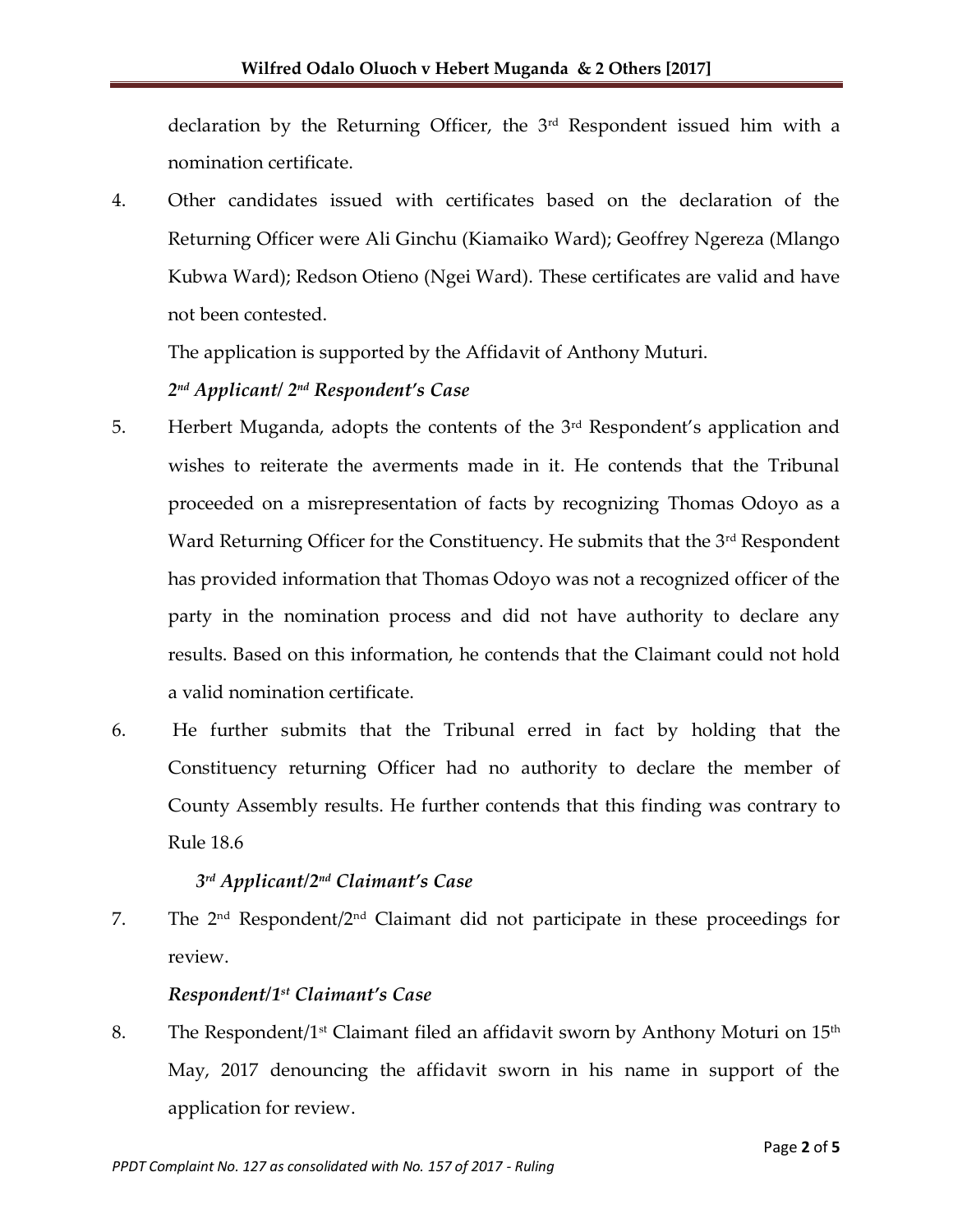declaration by the Returning Officer, the 3rd Respondent issued him with a nomination certificate.

4. Other candidates issued with certificates based on the declaration of the Returning Officer were Ali Ginchu (Kiamaiko Ward); Geoffrey Ngereza (Mlango Kubwa Ward); Redson Otieno (Ngei Ward). These certificates are valid and have not been contested.

   The application is supported by the Affidavit of Anthony Muturi.

   ***2nd Applicant/ 2nd Respondent's Case***

5. Herbert Muganda, adopts the contents of the 3rd Respondent's application and wishes to reiterate the averments made in it. He contends that the Tribunal proceeded on a misrepresentation of facts by recognizing Thomas Odoyo as a Ward Returning Officer for the Constituency. He submits that the 3rd Respondent has provided information that Thomas Odoyo was not a recognized officer of the party in the nomination process and did not have authority to declare any results. Based on this information, he contends that the Claimant could not hold a valid nomination certificate.

6. He further submits that the Tribunal erred in fact by holding that the Constituency returning Officer had no authority to declare the member of County Assembly results. He further contends that this finding was contrary to Rule 18.6

   ***3rd Applicant/2nd Claimant's Case***

7. The 2nd Respondent/2nd Claimant did not participate in these proceedings for review.

   ***Respondent/1st Claimant's Case***

8. The Respondent/1st Claimant filed an affidavit sworn by Anthony Moturi on 15th May, 2017 denouncing the affidavit sworn in his name in support of the application for review.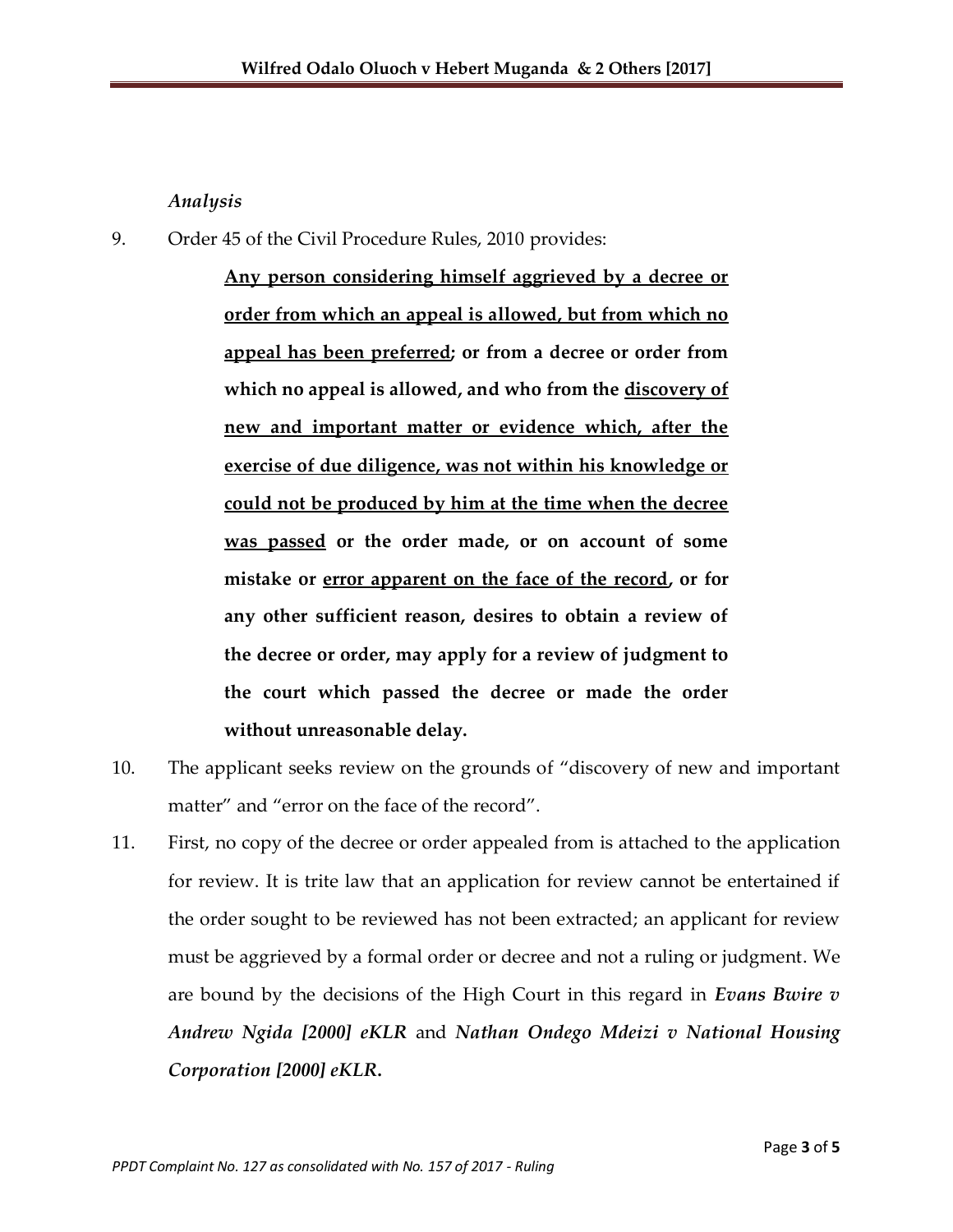*Analysis*

9. Order 45 of the Civil Procedure Rules, 2010 provides:

> **<u>Any person considering himself aggrieved by a decree or order from which an appeal is allowed, but from which no appeal has been preferred</u>; or from a decree or order from which no appeal is allowed, and who from the <u>discovery of new and important matter or evidence which, after the exercise of due diligence, was not within his knowledge or could not be produced by him at the time when the decree was passed</u> or the order made, or on account of some mistake or <u>error apparent on the face of the record</u>, or for any other sufficient reason, desires to obtain a review of the decree or order, may apply for a review of judgment to the court which passed the decree or made the order without unreasonable delay.**

10. The applicant seeks review on the grounds of "discovery of new and important matter" and "error on the face of the record".

11. First, no copy of the decree or order appealed from is attached to the application for review. It is trite law that an application for review cannot be entertained if the order sought to be reviewed has not been extracted; an applicant for review must be aggrieved by a formal order or decree and not a ruling or judgment. We are bound by the decisions of the High Court in this regard in ***Evans Bwire v Andrew Ngida [2000] eKLR*** and ***Nathan Ondego Mdeizi v National Housing Corporation [2000] eKLR.***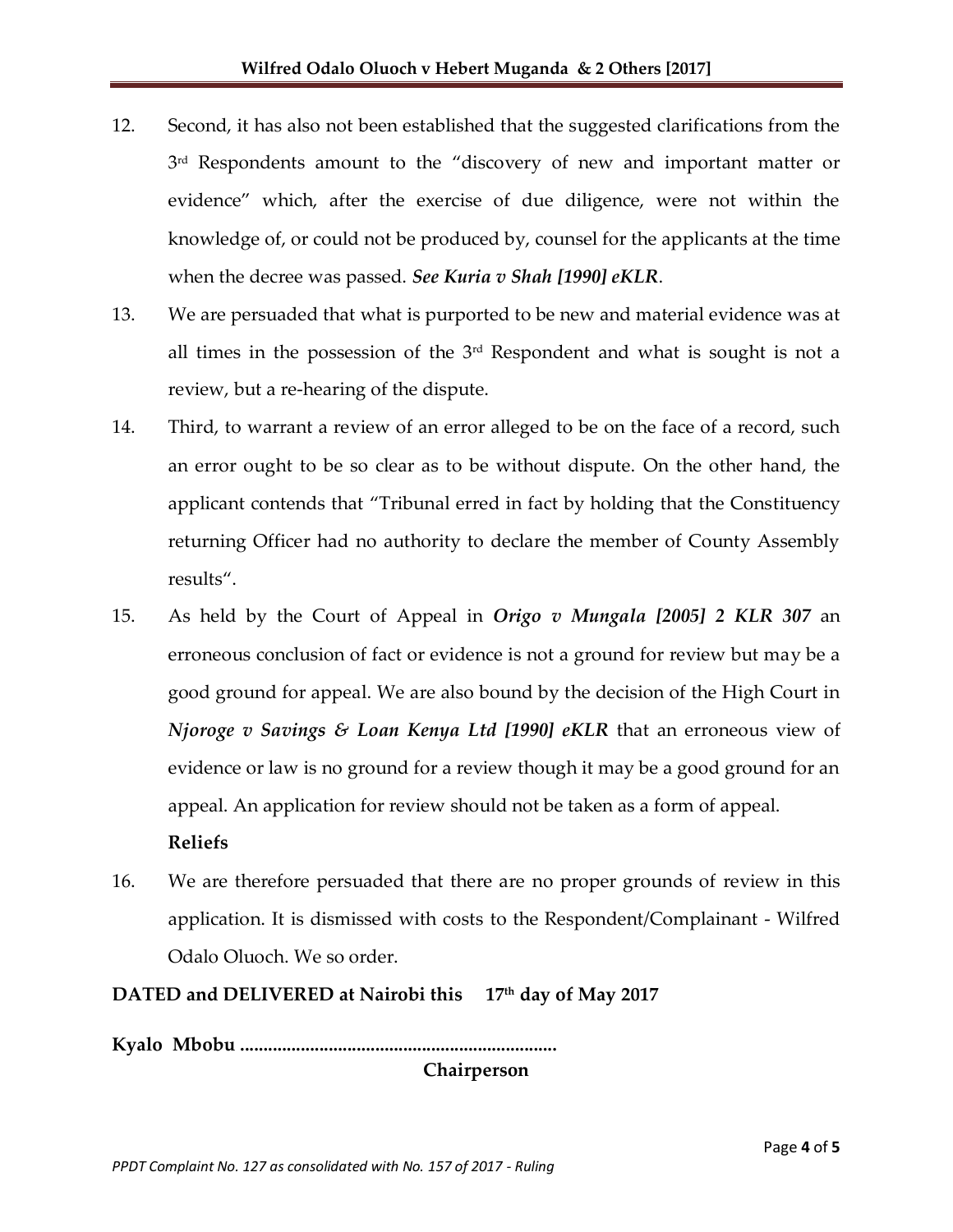12. Second, it has also not been established that the suggested clarifications from the 3rd Respondents amount to the "discovery of new and important matter or evidence" which, after the exercise of due diligence, were not within the knowledge of, or could not be produced by, counsel for the applicants at the time when the decree was passed. ***See Kuria v Shah [1990] eKLR***.

13. We are persuaded that what is purported to be new and material evidence was at all times in the possession of the 3rd Respondent and what is sought is not a review, but a re-hearing of the dispute.

14. Third, to warrant a review of an error alleged to be on the face of a record, such an error ought to be so clear as to be without dispute. On the other hand, the applicant contends that "Tribunal erred in fact by holding that the Constituency returning Officer had no authority to declare the member of County Assembly results".

15. As held by the Court of Appeal in ***Origo v Mungala [2005] 2 KLR 307*** an erroneous conclusion of fact or evidence is not a ground for review but may be a good ground for appeal. We are also bound by the decision of the High Court in ***Njoroge v Savings & Loan Kenya Ltd [1990] eKLR*** that an erroneous view of evidence or law is no ground for a review though it may be a good ground for an appeal. An application for review should not be taken as a form of appeal.

**Reliefs**

16. We are therefore persuaded that there are no proper grounds of review in this application. It is dismissed with costs to the Respondent/Complainant - Wilfred Odalo Oluoch. We so order.

**DATED and DELIVERED at Nairobi this 17th day of May 2017**

**Kyalo Mbobu ...................................................................**

**Chairperson**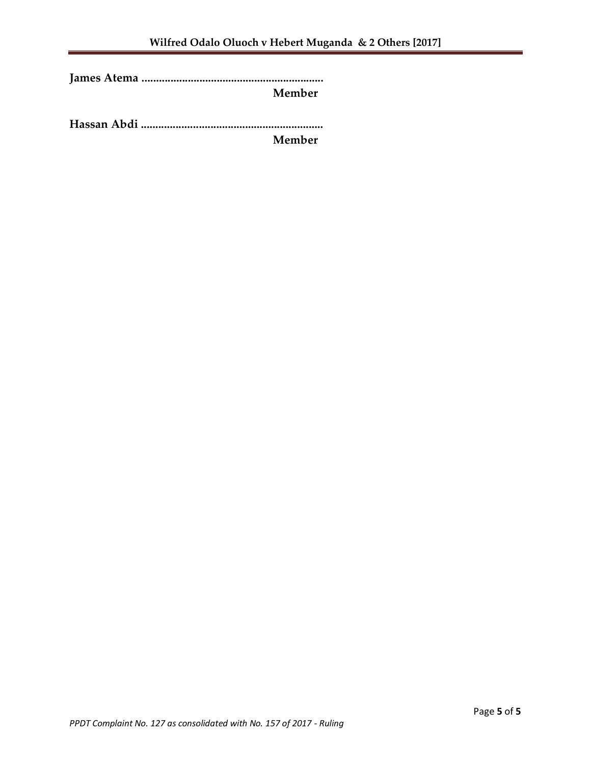**James Atema ..............................................................**

**Member**

**Hassan Abdi ..............................................................**

**Member**